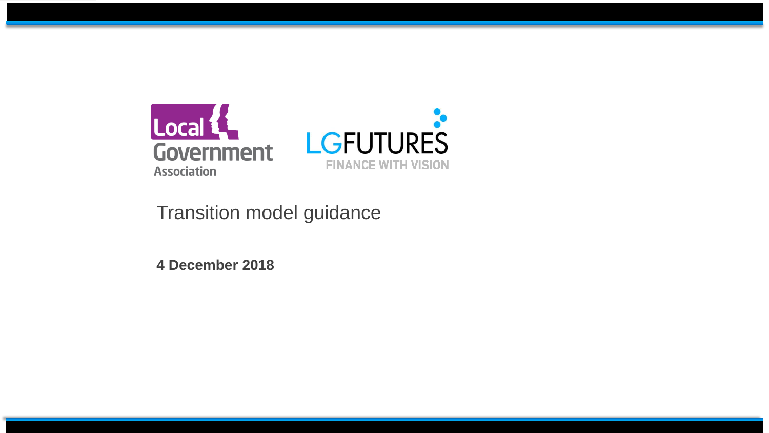# Transition model guidance

**4 December 2018**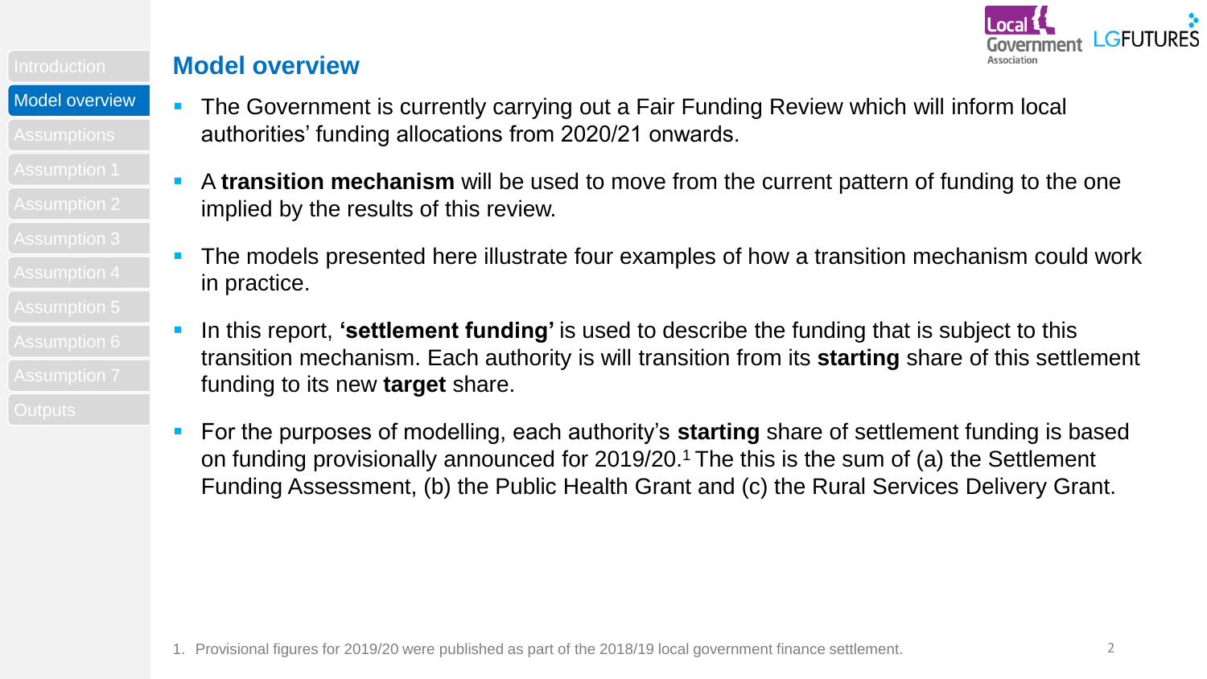## Model overview

- The Government is currently carrying out a Fair Funding Review which will inform local authorities' funding allocations from 2020/21 onwards.
- A **transition mechanism** will be used to move from the current pattern of funding to the one implied by the results of this review.
- The models presented here illustrate four examples of how a transition mechanism could work in practice.
- In this report, **'settlement funding'** is used to describe the funding that is subject to this transition mechanism. Each authority is will transition from its **starting** share of this settlement funding to its new **target** share.
- For the purposes of modelling, each authority's **starting** share of settlement funding is based on funding provisionally announced for 2019/20.[1] The this is the sum of (a) the Settlement Funding Assessment, (b) the Public Health Grant and (c) the Rural Services Delivery Grant.

1. Provisional figures for 2019/20 were published as part of the 2018/19 local government finance settlement.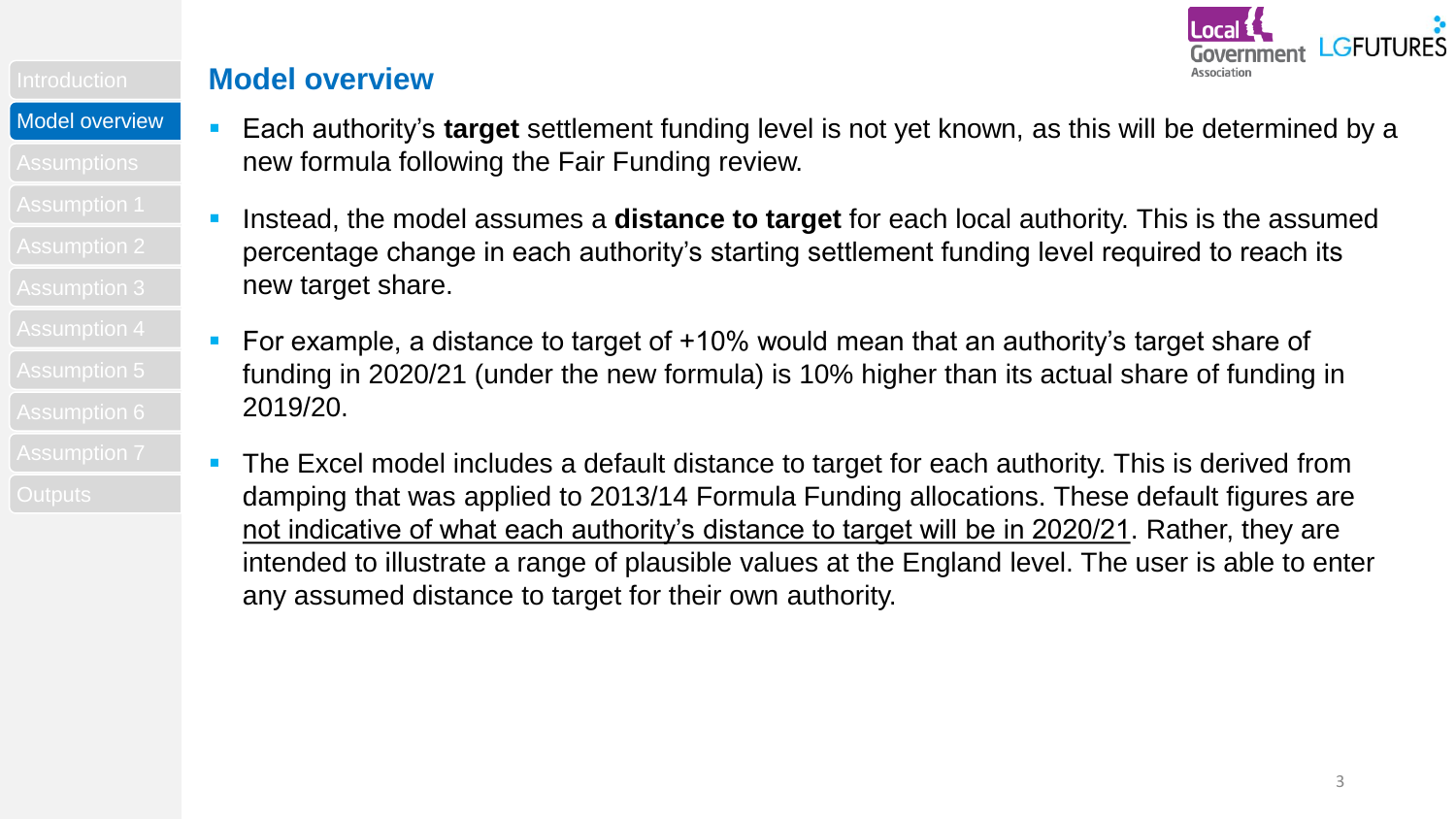## Model overview

- Each authority's **target** settlement funding level is not yet known, as this will be determined by a new formula following the Fair Funding review.
- Instead, the model assumes a **distance to target** for each local authority. This is the assumed percentage change in each authority's starting settlement funding level required to reach its new target share.
- For example, a distance to target of +10% would mean that an authority's target share of funding in 2020/21 (under the new formula) is 10% higher than its actual share of funding in 2019/20.
- The Excel model includes a default distance to target for each authority. This is derived from damping that was applied to 2013/14 Formula Funding allocations. These default figures are <u>not indicative of what each authority's distance to target will be in 2020/21</u>. Rather, they are intended to illustrate a range of plausible values at the England level. The user is able to enter any assumed distance to target for their own authority.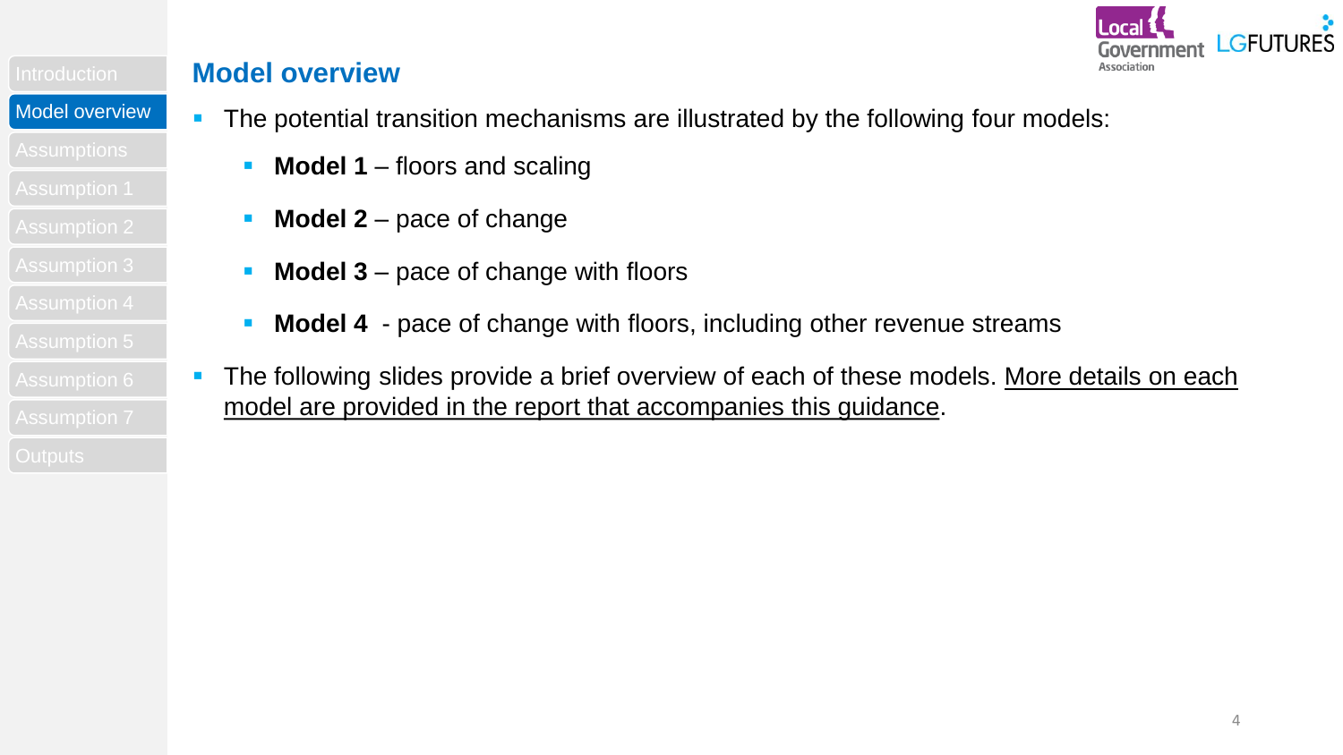## Model overview

- The potential transition mechanisms are illustrated by the following four models:
  - **Model 1** – floors and scaling
  - **Model 2** – pace of change
  - **Model 3** – pace of change with floors
  - **Model 4** - pace of change with floors, including other revenue streams
- The following slides provide a brief overview of each of these models. More details on each model are provided in the report that accompanies this guidance.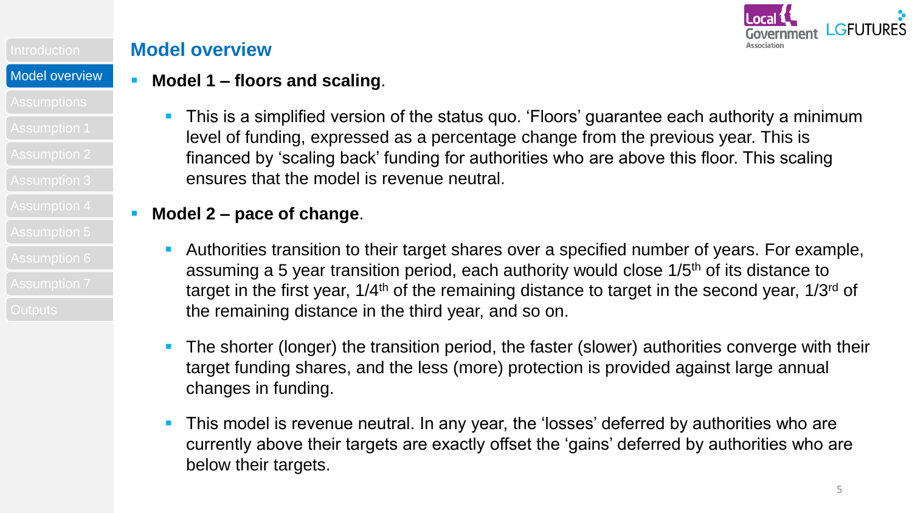## Model overview

- **Model 1 – floors and scaling**.
  - This is a simplified version of the status quo. 'Floors' guarantee each authority a minimum level of funding, expressed as a percentage change from the previous year. This is financed by 'scaling back' funding for authorities who are above this floor. This scaling ensures that the model is revenue neutral.
- **Model 2 – pace of change**.
  - Authorities transition to their target shares over a specified number of years. For example, assuming a 5 year transition period, each authority would close 1/5th of its distance to target in the first year, 1/4th of the remaining distance to target in the second year, 1/3rd of the remaining distance in the third year, and so on.
  - The shorter (longer) the transition period, the faster (slower) authorities converge with their target funding shares, and the less (more) protection is provided against large annual changes in funding.
  - This model is revenue neutral. In any year, the 'losses' deferred by authorities who are currently above their targets are exactly offset the 'gains' deferred by authorities who are below their targets.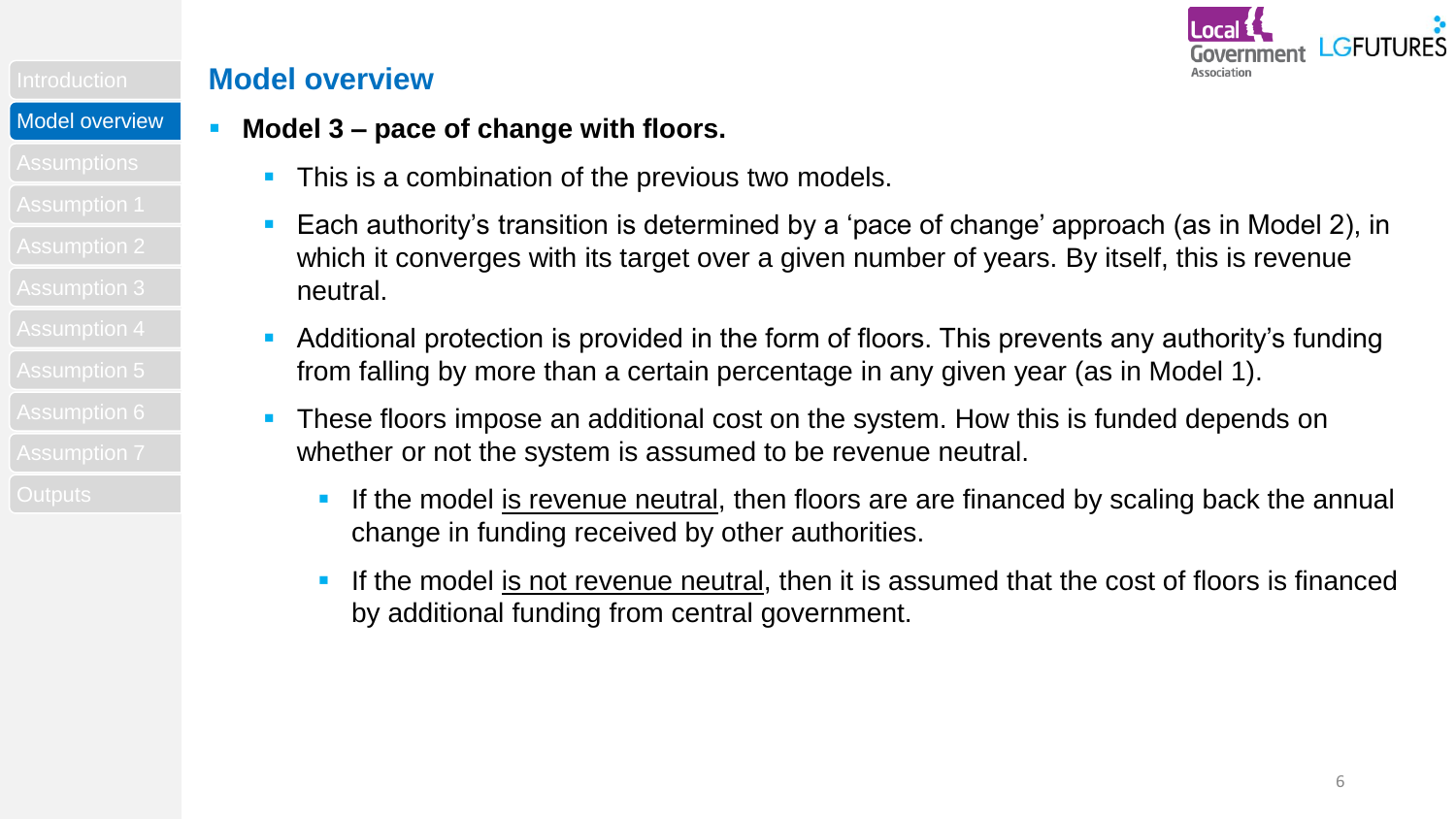## Model overview

- **Model 3 – pace of change with floors.**
  - This is a combination of the previous two models.
  - Each authority's transition is determined by a 'pace of change' approach (as in Model 2), in which it converges with its target over a given number of years. By itself, this is revenue neutral.
  - Additional protection is provided in the form of floors. This prevents any authority's funding from falling by more than a certain percentage in any given year (as in Model 1).
  - These floors impose an additional cost on the system. How this is funded depends on whether or not the system is assumed to be revenue neutral.
    - If the model is revenue neutral, then floors are are financed by scaling back the annual change in funding received by other authorities.
    - If the model is not revenue neutral, then it is assumed that the cost of floors is financed by additional funding from central government.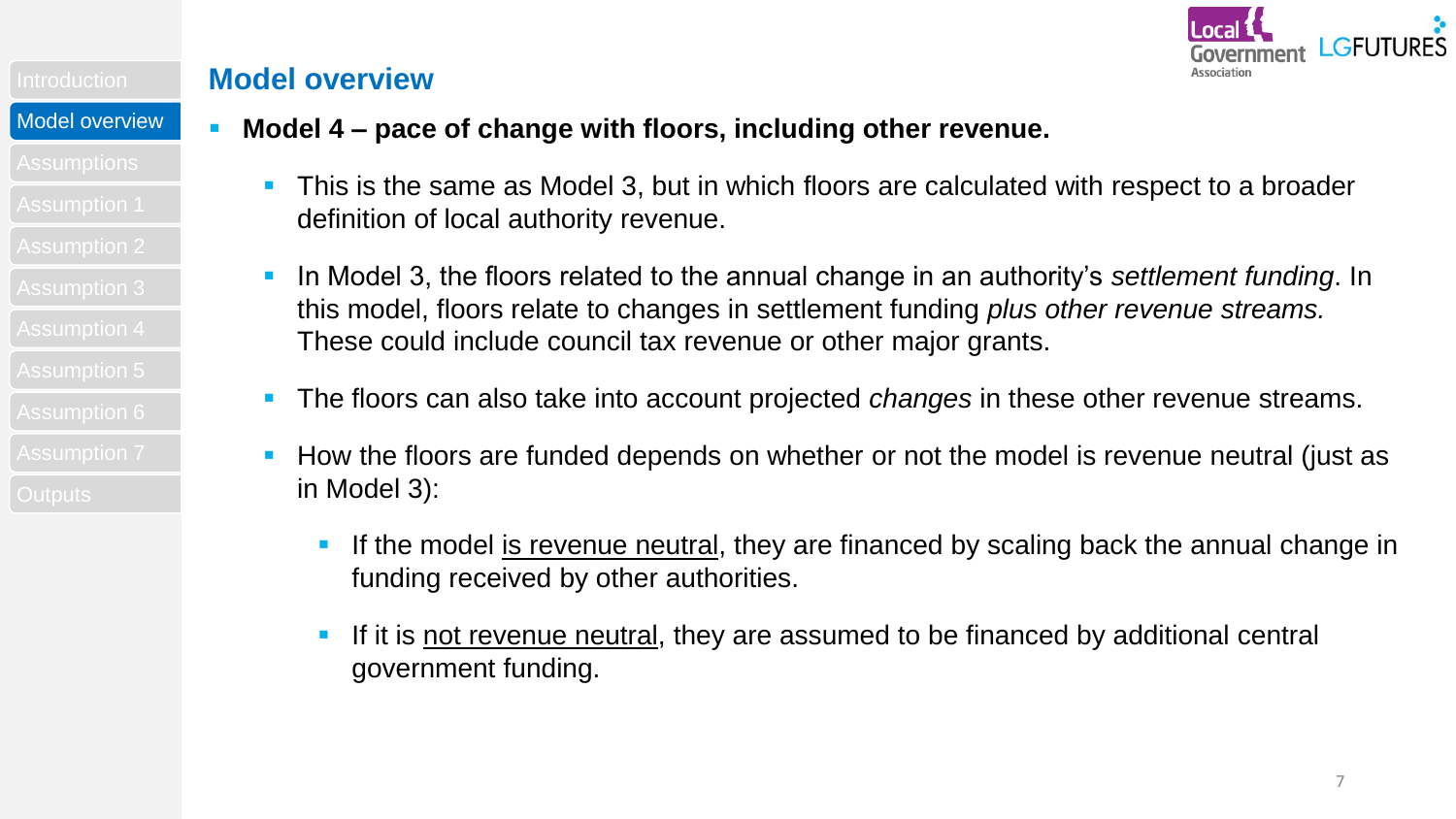## Model overview

- **Model 4 – pace of change with floors, including other revenue.**
  - This is the same as Model 3, but in which floors are calculated with respect to a broader definition of local authority revenue.
  - In Model 3, the floors related to the annual change in an authority's *settlement funding*. In this model, floors relate to changes in settlement funding *plus other revenue streams.* These could include council tax revenue or other major grants.
  - The floors can also take into account projected *changes* in these other revenue streams.
  - How the floors are funded depends on whether or not the model is revenue neutral (just as in Model 3):
    - If the model is revenue neutral, they are financed by scaling back the annual change in funding received by other authorities.
    - If it is not revenue neutral, they are assumed to be financed by additional central government funding.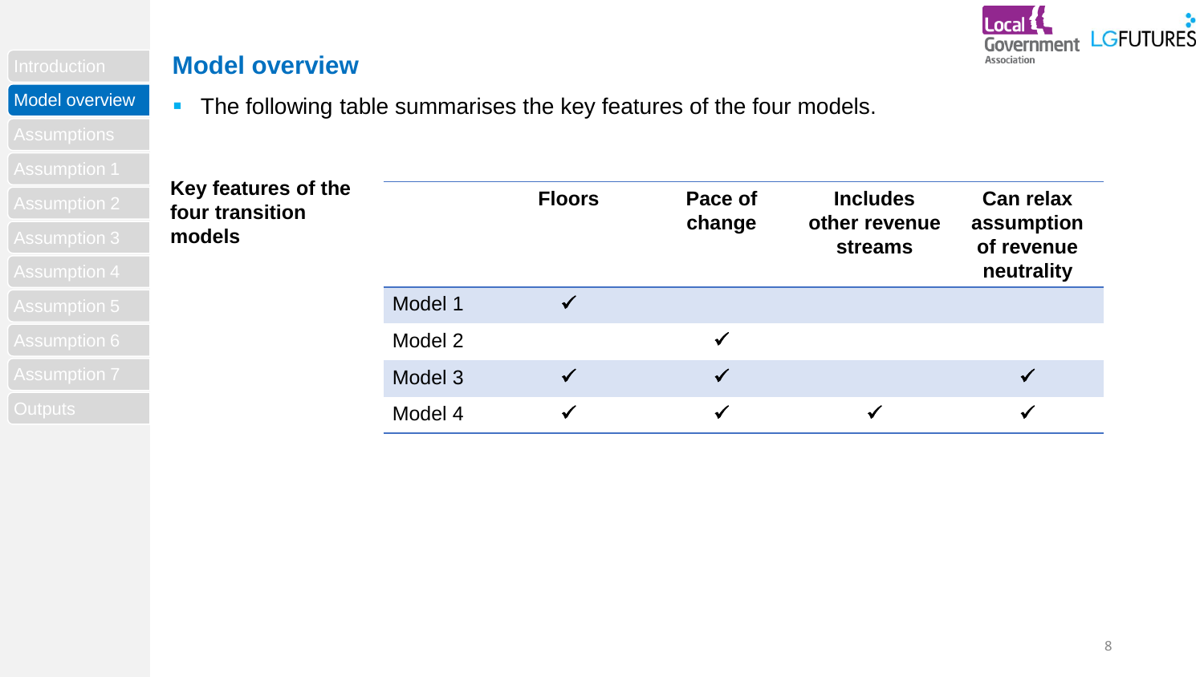## Model overview

- The following table summarises the key features of the four models.

**Key features of the four transition models**

| | Floors | Pace of change | Includes other revenue streams | Can relax assumption of revenue neutrality |
|---|---|---|---|---|
| Model 1 | ✓ | | | |
| Model 2 | | ✓ | | |
| Model 3 | ✓ | ✓ | | ✓ |
| Model 4 | ✓ | ✓ | ✓ | ✓ |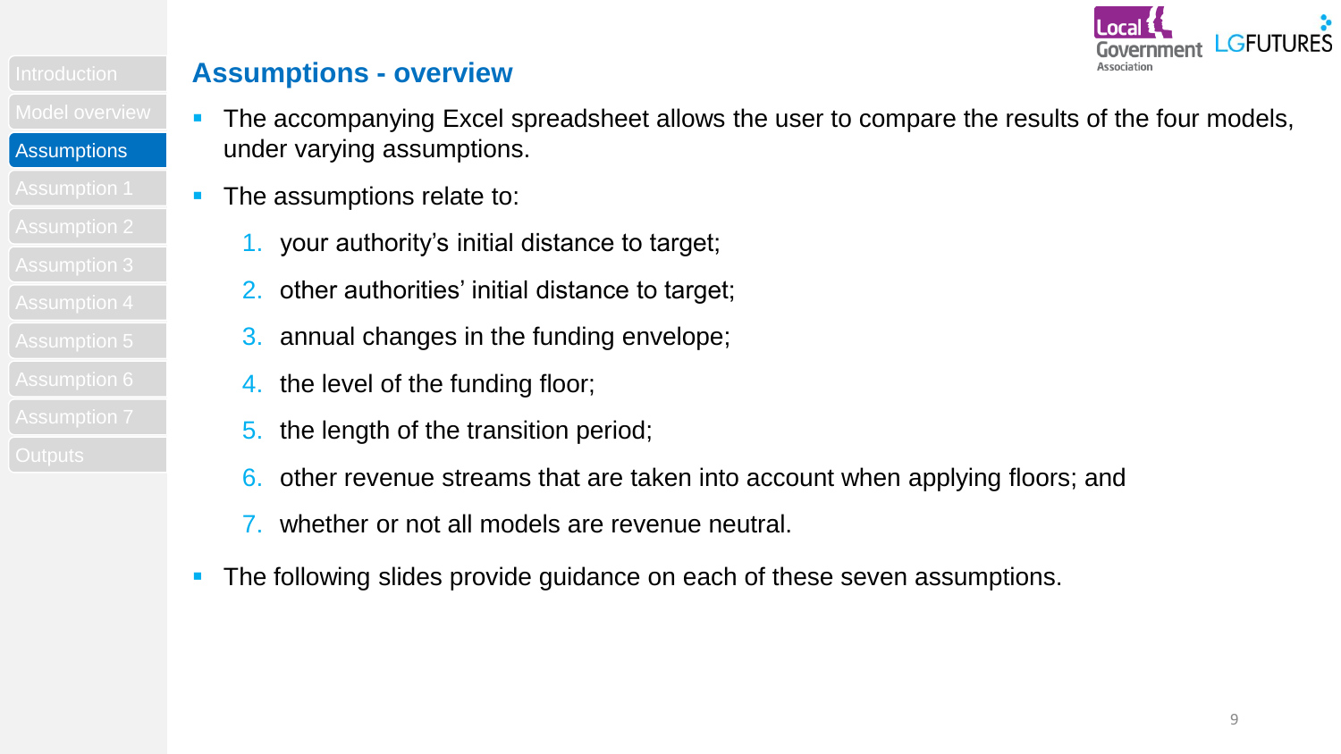## Assumptions - overview

- The accompanying Excel spreadsheet allows the user to compare the results of the four models, under varying assumptions.
- The assumptions relate to:
  1. your authority's initial distance to target;
  2. other authorities' initial distance to target;
  3. annual changes in the funding envelope;
  4. the level of the funding floor;
  5. the length of the transition period;
  6. other revenue streams that are taken into account when applying floors; and
  7. whether or not all models are revenue neutral.
- The following slides provide guidance on each of these seven assumptions.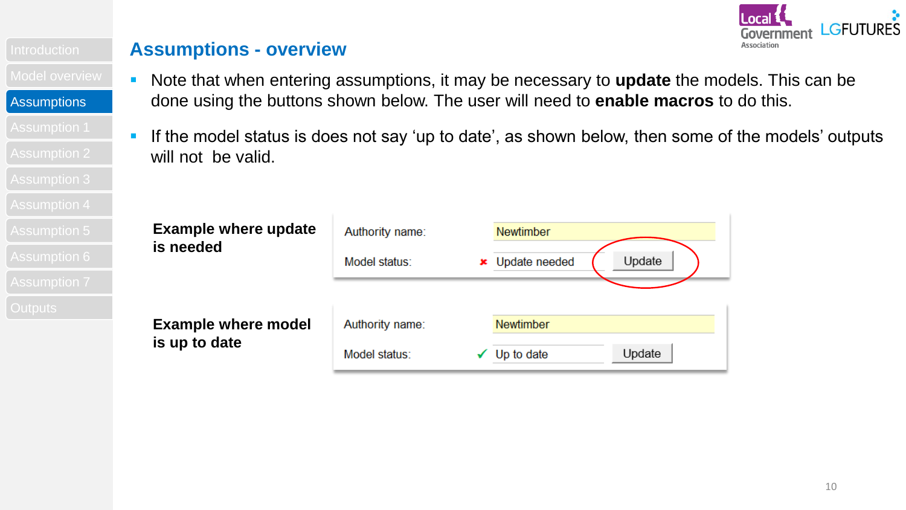## Assumptions - overview

- Note that when entering assumptions, it may be necessary to **update** the models. This can be done using the buttons shown below. The user will need to **enable macros** to do this.
- If the model status is does not say 'up to date', as shown below, then some of the models' outputs will not be valid.

**Example where update is needed**

| | | |
|---|---|---|
| Authority name: | Newtimber | |
| Model status: | ✖ Update needed | Update |

**Example where model is up to date**

| | | |
|---|---|---|
| Authority name: | Newtimber | |
| Model status: | ✔ Up to date | Update |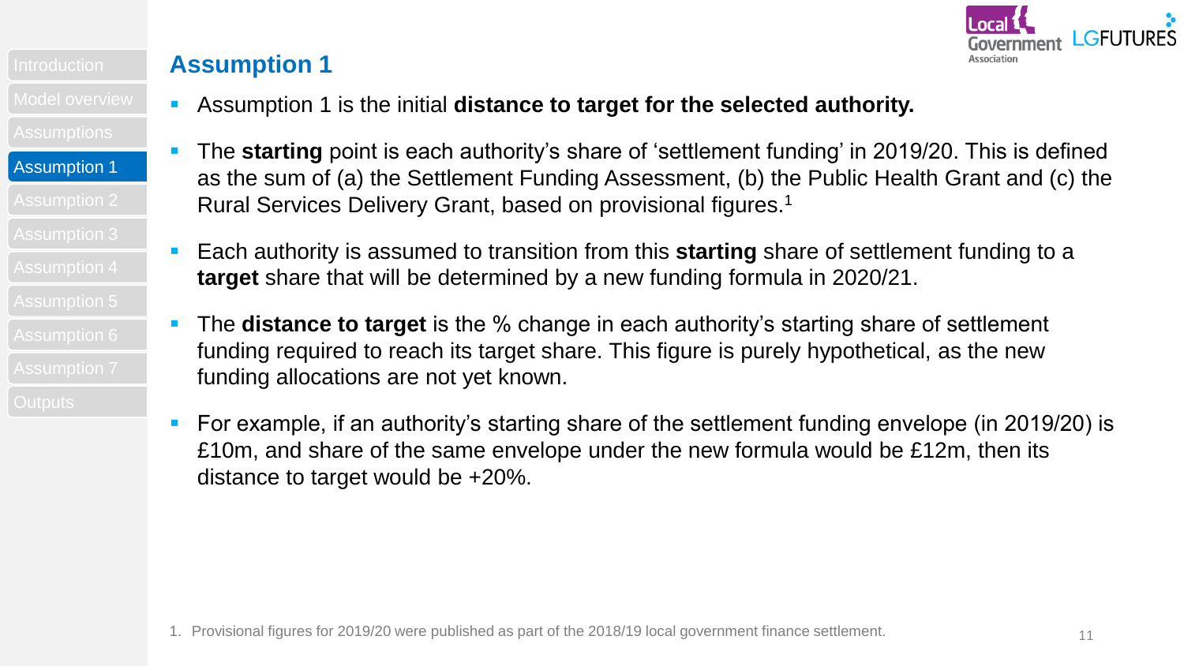# Assumption 1

- Assumption 1 is the initial **distance to target for the selected authority.**
- The **starting** point is each authority's share of 'settlement funding' in 2019/20. This is defined as the sum of (a) the Settlement Funding Assessment, (b) the Public Health Grant and (c) the Rural Services Delivery Grant, based on provisional figures.[1]
- Each authority is assumed to transition from this **starting** share of settlement funding to a **target** share that will be determined by a new funding formula in 2020/21.
- The **distance to target** is the % change in each authority's starting share of settlement funding required to reach its target share. This figure is purely hypothetical, as the new funding allocations are not yet known.
- For example, if an authority's starting share of the settlement funding envelope (in 2019/20) is £10m, and share of the same envelope under the new formula would be £12m, then its distance to target would be +20%.

1. Provisional figures for 2019/20 were published as part of the 2018/19 local government finance settlement.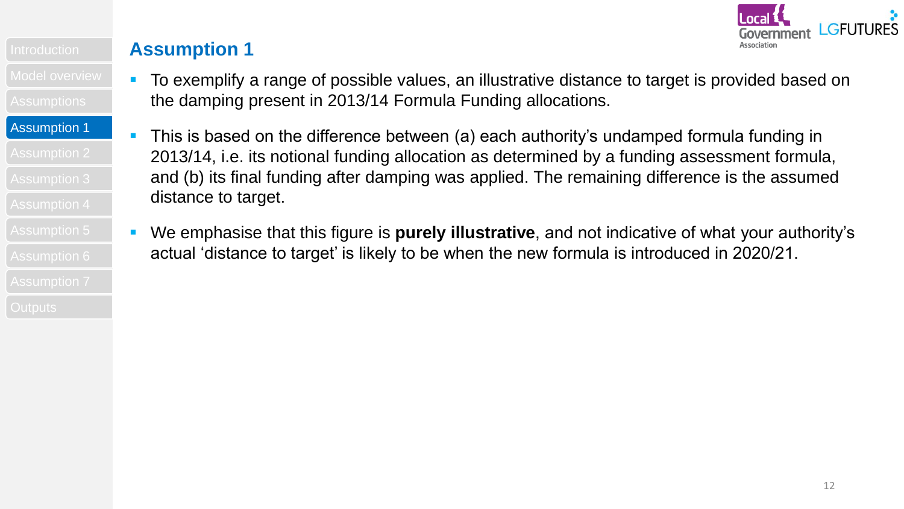## Assumption 1

- To exemplify a range of possible values, an illustrative distance to target is provided based on the damping present in 2013/14 Formula Funding allocations.
- This is based on the difference between (a) each authority's undamped formula funding in 2013/14, i.e. its notional funding allocation as determined by a funding assessment formula, and (b) its final funding after damping was applied. The remaining difference is the assumed distance to target.
- We emphasise that this figure is **purely illustrative**, and not indicative of what your authority's actual 'distance to target' is likely to be when the new formula is introduced in 2020/21.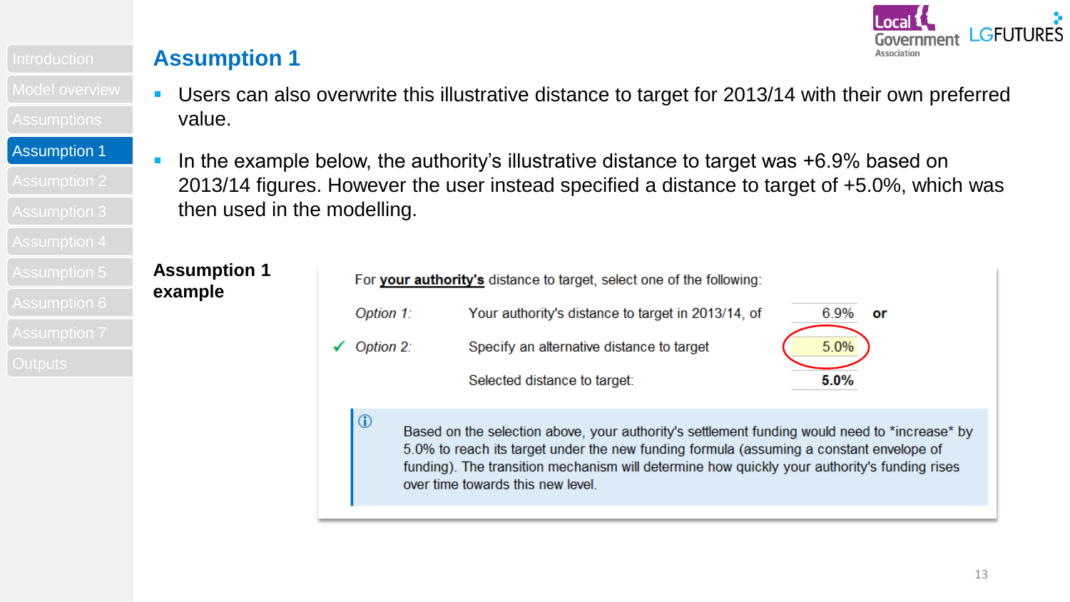# Assumption 1

- Users can also overwrite this illustrative distance to target for 2013/14 with their own preferred value.
- In the example below, the authority's illustrative distance to target was +6.9% based on 2013/14 figures. However the user instead specified a distance to target of +5.0%, which was then used in the modelling.

**Assumption 1 example**

For **your authority's** distance to target, select one of the following:

| | | | | |
|---|---|---|---|---|
| | *Option 1:* | Your authority's distance to target in 2013/14, of | 6.9% | **or** |
| ✓ | *Option 2:* | Specify an alternative distance to target | 5.0% | |
| | | Selected distance to target: | **5.0%** | |

ⓘ Based on the selection above, your authority's settlement funding would need to *increase* by 5.0% to reach its target under the new funding formula (assuming a constant envelope of funding). The transition mechanism will determine how quickly your authority's funding rises over time towards this new level.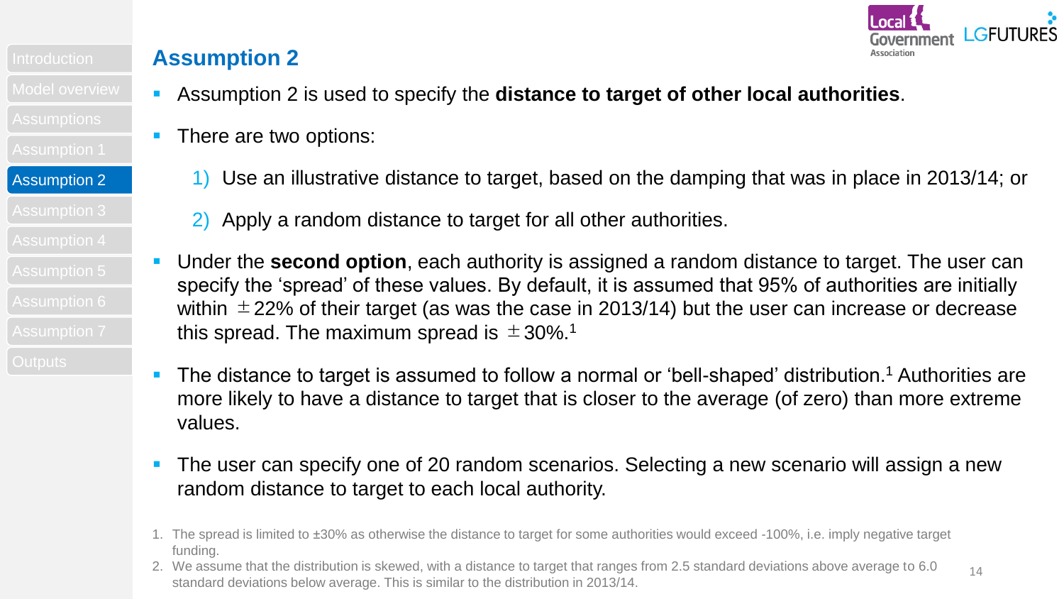## Assumption 2

- Assumption 2 is used to specify the **distance to target of other local authorities**.
- There are two options:
    1) Use an illustrative distance to target, based on the damping that was in place in 2013/14; or
    2) Apply a random distance to target for all other authorities.
- Under the **second option**, each authority is assigned a random distance to target. The user can specify the 'spread' of these values. By default, it is assumed that 95% of authorities are initially within ±22% of their target (as was the case in 2013/14) but the user can increase or decrease this spread. The maximum spread is ±30%.[1]
- The distance to target is assumed to follow a normal or 'bell-shaped' distribution.[1] Authorities are more likely to have a distance to target that is closer to the average (of zero) than more extreme values.
- The user can specify one of 20 random scenarios. Selecting a new scenario will assign a new random distance to target to each local authority.

1. The spread is limited to ±30% as otherwise the distance to target for some authorities would exceed -100%, i.e. imply negative target funding.
2. We assume that the distribution is skewed, with a distance to target that ranges from 2.5 standard deviations above average to 6.0 standard deviations below average. This is similar to the distribution in 2013/14.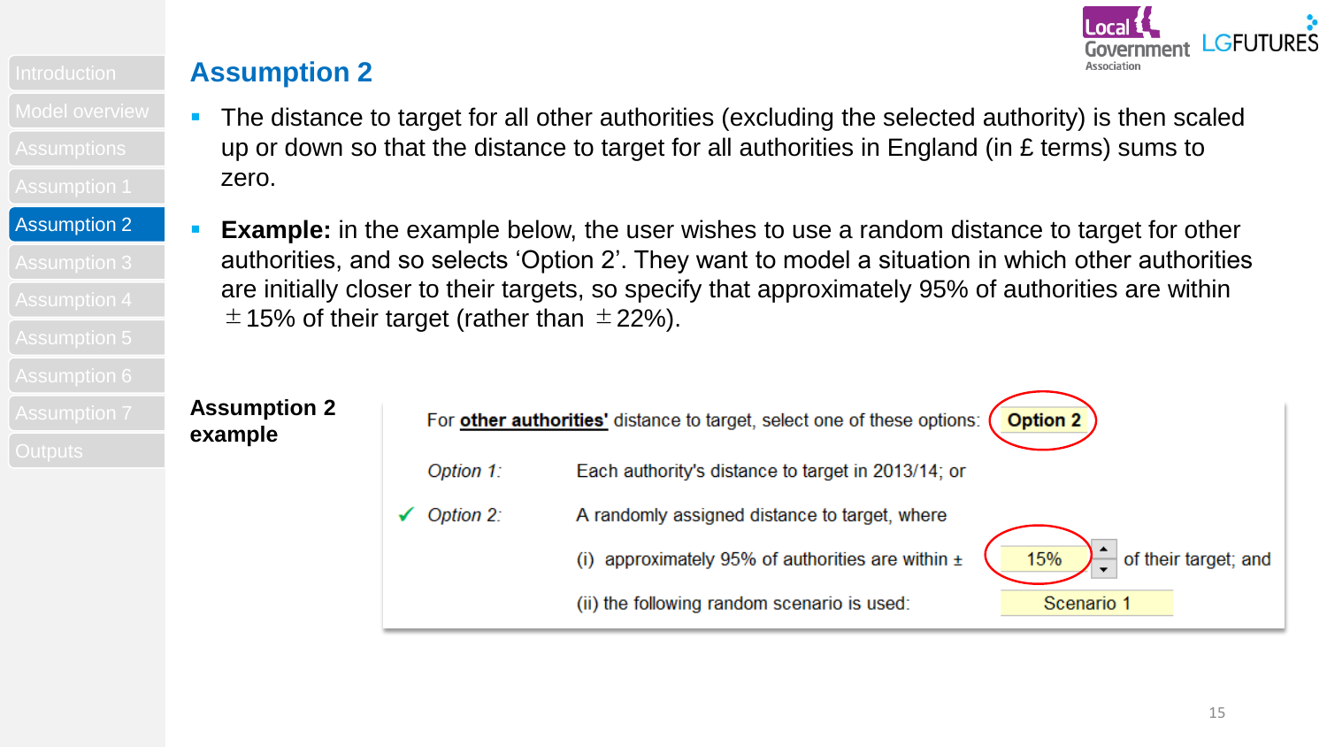## Assumption 2

- The distance to target for all other authorities (excluding the selected authority) is then scaled up or down so that the distance to target for all authorities in England (in £ terms) sums to zero.
- **Example:** in the example below, the user wishes to use a random distance to target for other authorities, and so selects ‘Option 2’. They want to model a situation in which other authorities are initially closer to their targets, so specify that approximately 95% of authorities are within ±15% of their target (rather than ±22%).

**Assumption 2 example**

For **other authorities'** distance to target, select one of these options: **Option 2**

| | | | | |
|---|---|---|---|---|
| | *Option 1:* | Each authority's distance to target in 2013/14; or | | |
| ✓ | *Option 2:* | A randomly assigned distance to target, where | | |
| | | (i) approximately 95% of authorities are within ± | 15% | of their target; and |
| | | (ii) the following random scenario is used: | Scenario 1 | |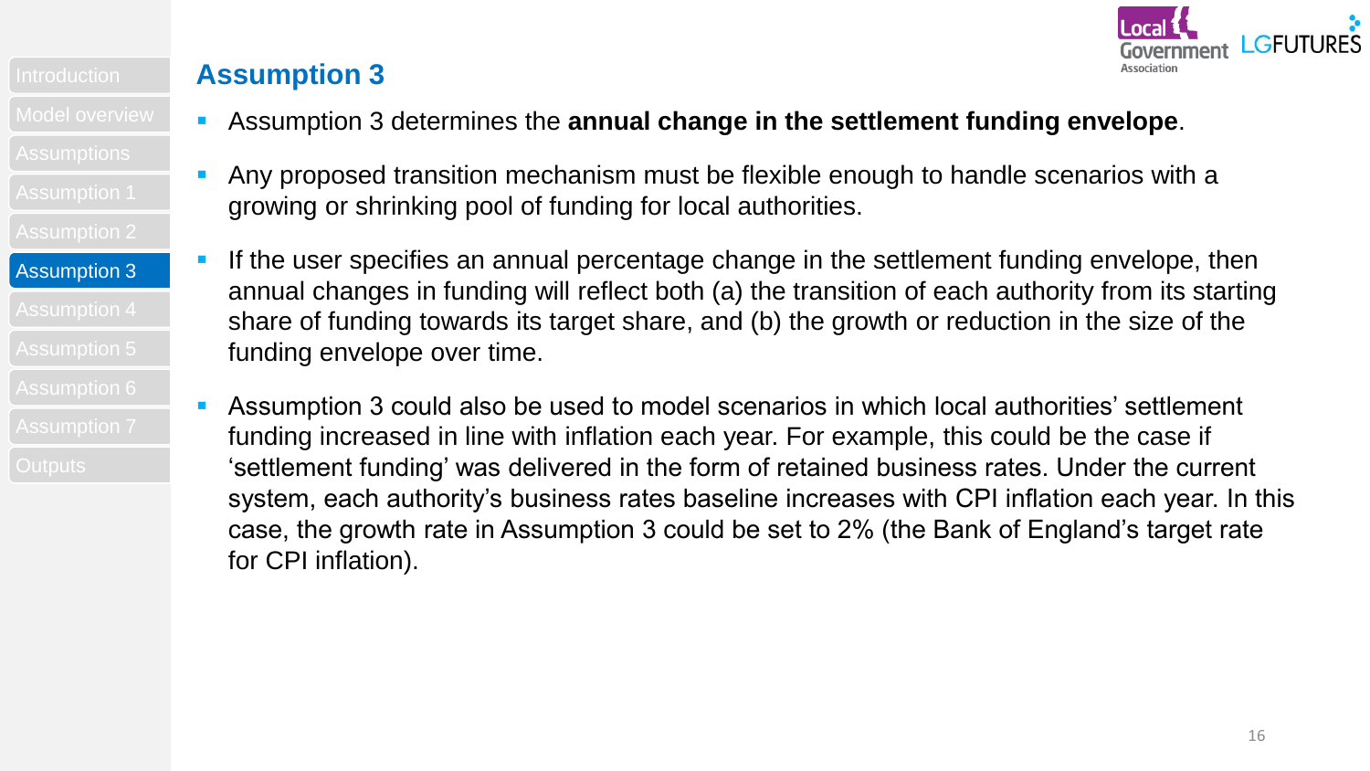## Assumption 3

- Assumption 3 determines the **annual change in the settlement funding envelope**.
- Any proposed transition mechanism must be flexible enough to handle scenarios with a growing or shrinking pool of funding for local authorities.
- If the user specifies an annual percentage change in the settlement funding envelope, then annual changes in funding will reflect both (a) the transition of each authority from its starting share of funding towards its target share, and (b) the growth or reduction in the size of the funding envelope over time.
- Assumption 3 could also be used to model scenarios in which local authorities' settlement funding increased in line with inflation each year. For example, this could be the case if 'settlement funding' was delivered in the form of retained business rates. Under the current system, each authority's business rates baseline increases with CPI inflation each year. In this case, the growth rate in Assumption 3 could be set to 2% (the Bank of England's target rate for CPI inflation).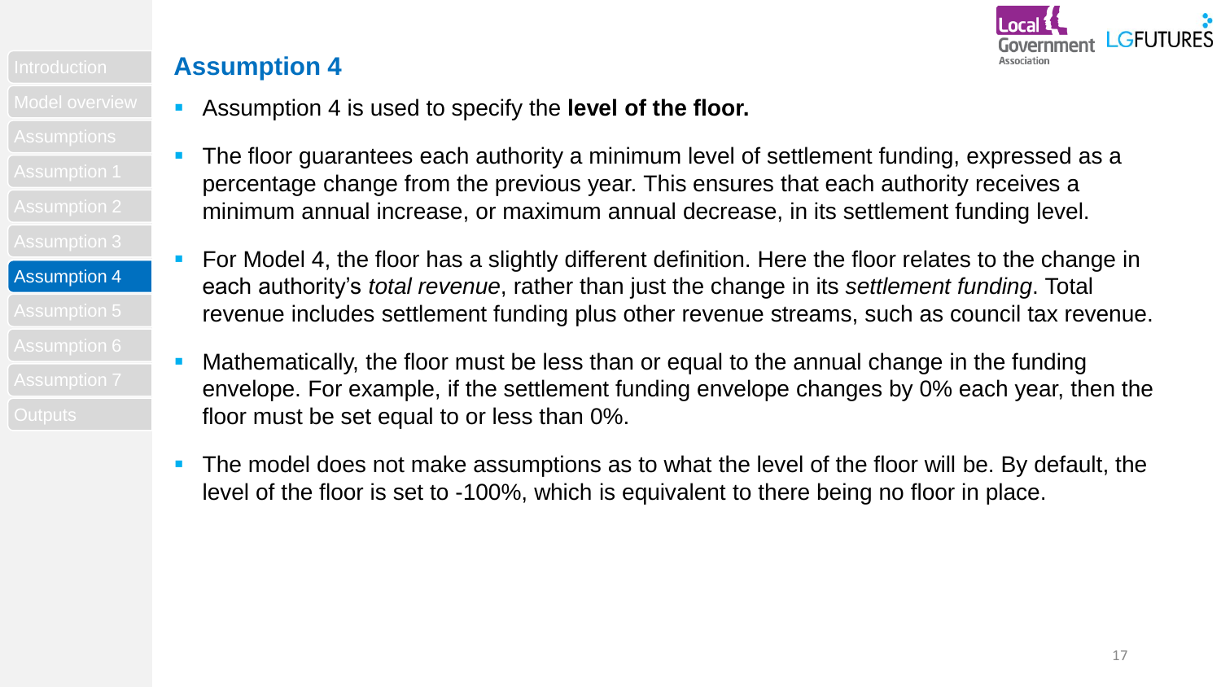## Assumption 4

- Assumption 4 is used to specify the **level of the floor.**
- The floor guarantees each authority a minimum level of settlement funding, expressed as a percentage change from the previous year. This ensures that each authority receives a minimum annual increase, or maximum annual decrease, in its settlement funding level.
- For Model 4, the floor has a slightly different definition. Here the floor relates to the change in each authority's *total revenue*, rather than just the change in its *settlement funding*. Total revenue includes settlement funding plus other revenue streams, such as council tax revenue.
- Mathematically, the floor must be less than or equal to the annual change in the funding envelope. For example, if the settlement funding envelope changes by 0% each year, then the floor must be set equal to or less than 0%.
- The model does not make assumptions as to what the level of the floor will be. By default, the level of the floor is set to -100%, which is equivalent to there being no floor in place.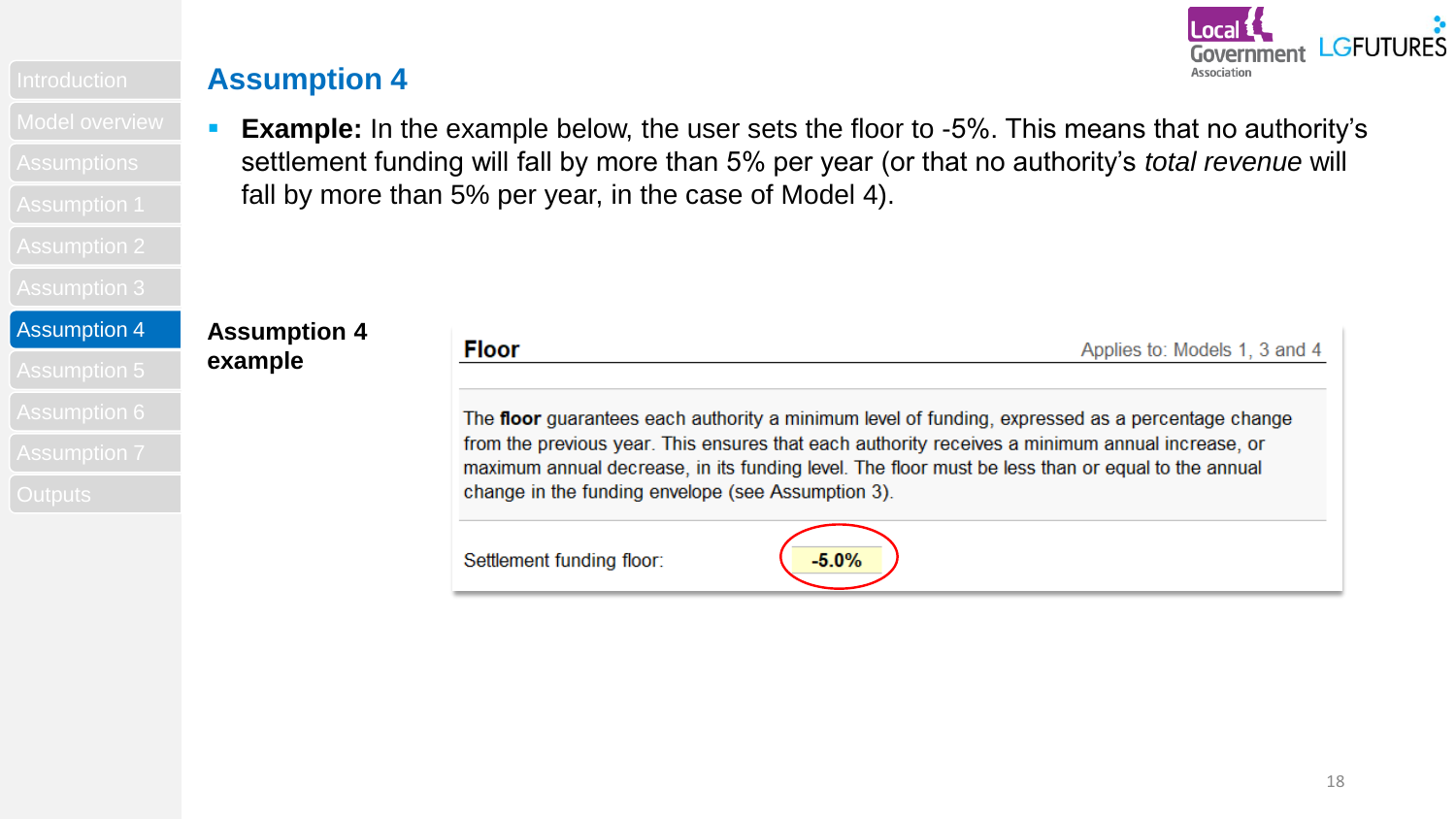# Assumption 4

- **Example:** In the example below, the user sets the floor to -5%. This means that no authority's settlement funding will fall by more than 5% per year (or that no authority's *total revenue* will fall by more than 5% per year, in the case of Model 4).

**Assumption 4 example**

**Floor** Applies to: Models 1, 3 and 4

The **floor** guarantees each authority a minimum level of funding, expressed as a percentage change from the previous year. This ensures that each authority receives a minimum annual increase, or maximum annual decrease, in its funding level. The floor must be less than or equal to the annual change in the funding envelope (see Assumption 3).

Settlement funding floor: **-5.0%**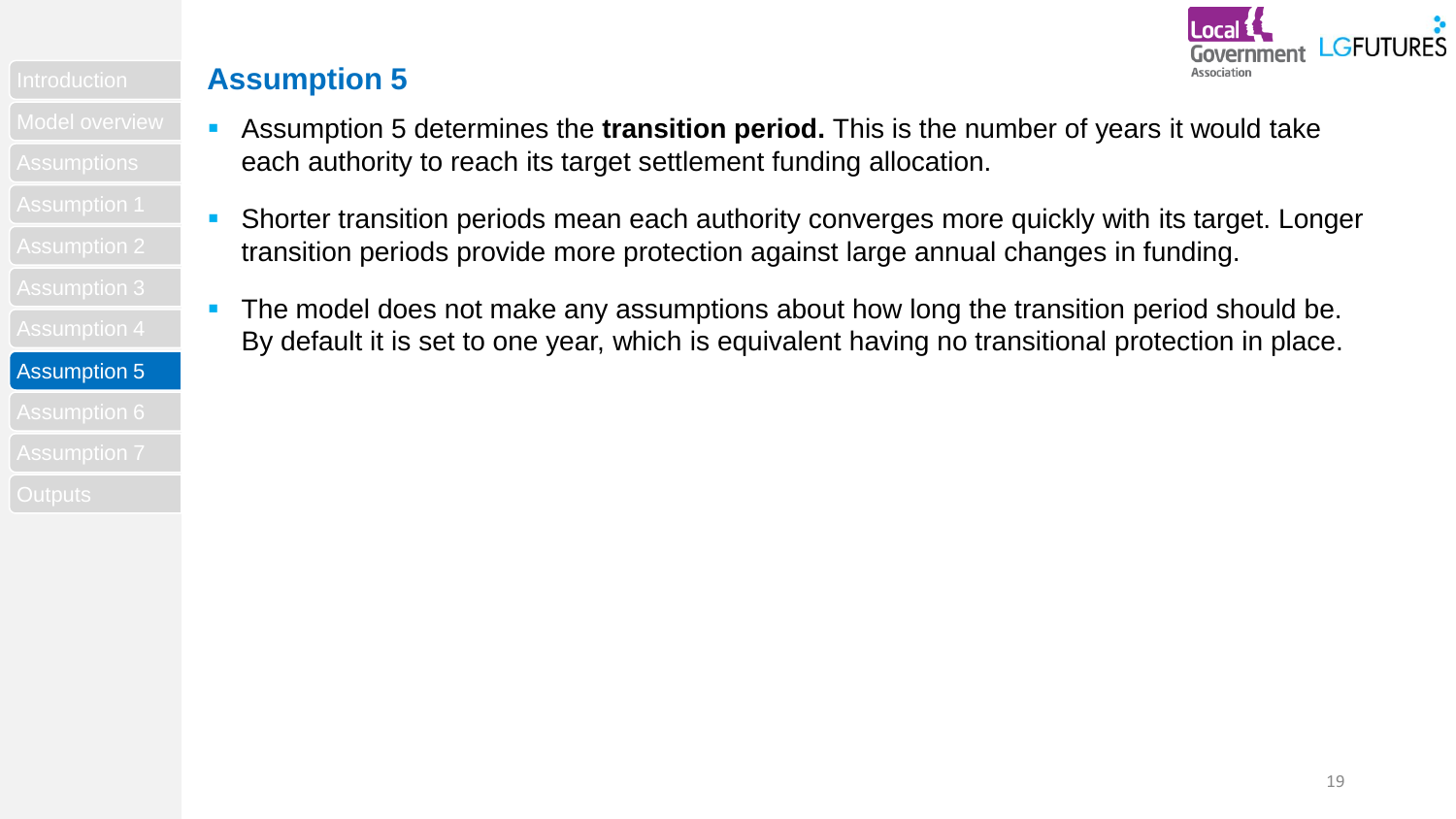## Assumption 5

- Assumption 5 determines the **transition period.** This is the number of years it would take each authority to reach its target settlement funding allocation.
- Shorter transition periods mean each authority converges more quickly with its target. Longer transition periods provide more protection against large annual changes in funding.
- The model does not make any assumptions about how long the transition period should be. By default it is set to one year, which is equivalent having no transitional protection in place.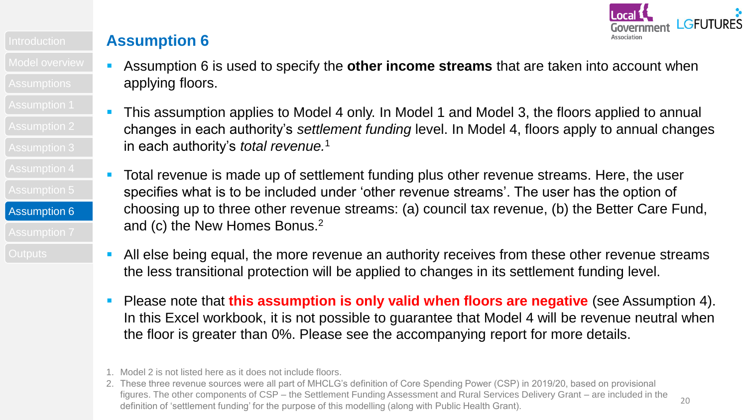## Assumption 6

- Assumption 6 is used to specify the **other income streams** that are taken into account when applying floors.
- This assumption applies to Model 4 only. In Model 1 and Model 3, the floors applied to annual changes in each authority's *settlement funding* level. In Model 4, floors apply to annual changes in each authority's *total revenue.*[1]
- Total revenue is made up of settlement funding plus other revenue streams. Here, the user specifies what is to be included under 'other revenue streams'. The user has the option of choosing up to three other revenue streams: (a) council tax revenue, (b) the Better Care Fund, and (c) the New Homes Bonus.[2]
- All else being equal, the more revenue an authority receives from these other revenue streams the less transitional protection will be applied to changes in its settlement funding level.
- Please note that **this assumption is only valid when floors are negative** (see Assumption 4). In this Excel workbook, it is not possible to guarantee that Model 4 will be revenue neutral when the floor is greater than 0%. Please see the accompanying report for more details.

1. Model 2 is not listed here as it does not include floors.
2. These three revenue sources were all part of MHCLG's definition of Core Spending Power (CSP) in 2019/20, based on provisional figures. The other components of CSP – the Settlement Funding Assessment and Rural Services Delivery Grant – are included in the definition of 'settlement funding' for the purpose of this modelling (along with Public Health Grant).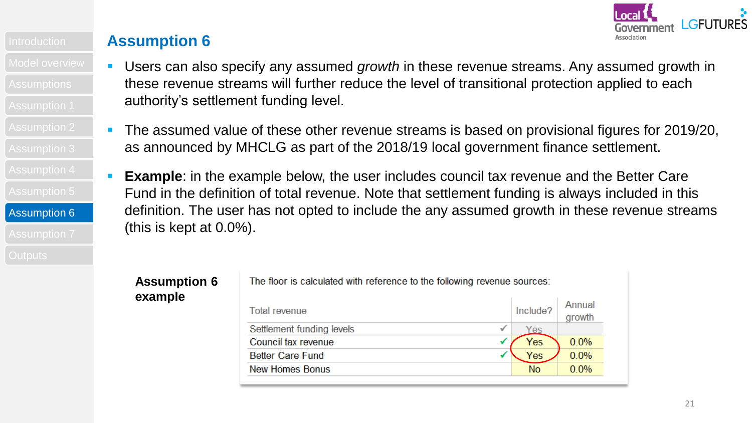# Assumption 6

- Users can also specify any assumed *growth* in these revenue streams. Any assumed growth in these revenue streams will further reduce the level of transitional protection applied to each authority's settlement funding level.
- The assumed value of these other revenue streams is based on provisional figures for 2019/20, as announced by MHCLG as part of the 2018/19 local government finance settlement.
- **Example**: in the example below, the user includes council tax revenue and the Better Care Fund in the definition of total revenue. Note that settlement funding is always included in this definition. The user has not opted to include the any assumed growth in these revenue streams (this is kept at 0.0%).

**Assumption 6 example**

The floor is calculated with reference to the following revenue sources:

| Total revenue | | Include? | Annual growth |
|---|---|---|---|
| Settlement funding levels | ✓ | Yes | |
| Council tax revenue | ✓ | Yes | 0.0% |
| Better Care Fund | ✓ | Yes | 0.0% |
| New Homes Bonus | | No | 0.0% |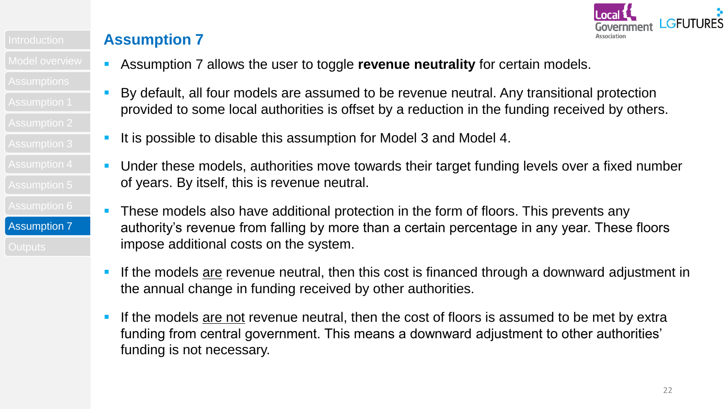## Assumption 7

- Assumption 7 allows the user to toggle **revenue neutrality** for certain models.
- By default, all four models are assumed to be revenue neutral. Any transitional protection provided to some local authorities is offset by a reduction in the funding received by others.
- It is possible to disable this assumption for Model 3 and Model 4.
- Under these models, authorities move towards their target funding levels over a fixed number of years. By itself, this is revenue neutral.
- These models also have additional protection in the form of floors. This prevents any authority's revenue from falling by more than a certain percentage in any year. These floors impose additional costs on the system.
- If the models are revenue neutral, then this cost is financed through a downward adjustment in the annual change in funding received by other authorities.
- If the models are not revenue neutral, then the cost of floors is assumed to be met by extra funding from central government. This means a downward adjustment to other authorities' funding is not necessary.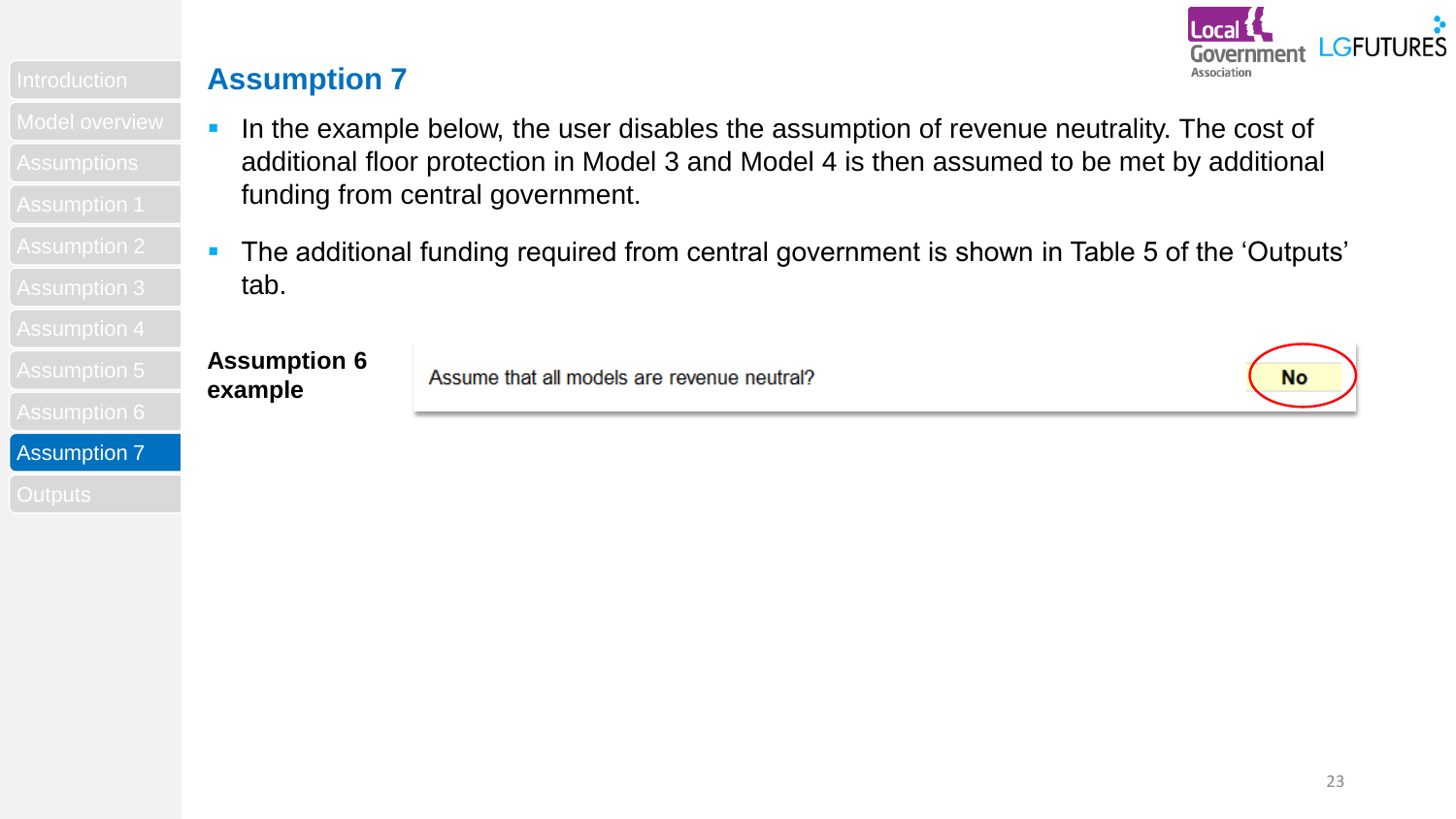# Assumption 7

- In the example below, the user disables the assumption of revenue neutrality. The cost of additional floor protection in Model 3 and Model 4 is then assumed to be met by additional funding from central government.
- The additional funding required from central government is shown in Table 5 of the 'Outputs' tab.

**Assumption 6 example**

| Assume that all models are revenue neutral? | **No** |
| --- | --- |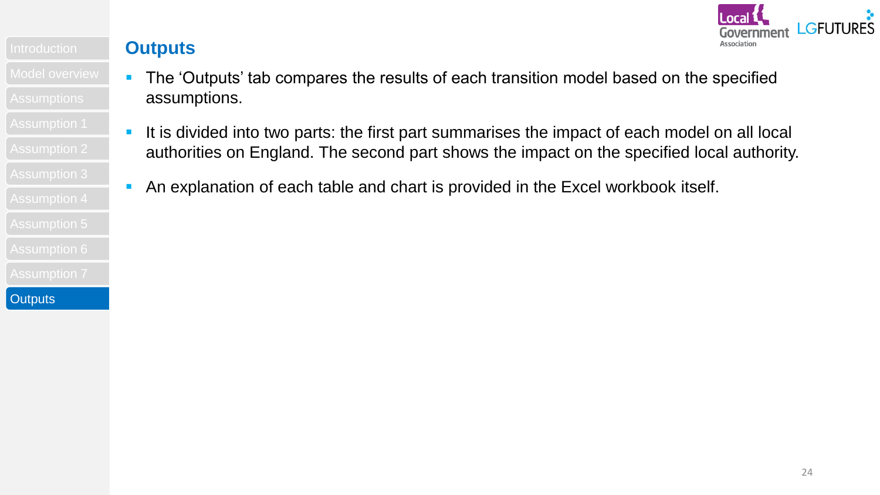## Outputs

- The 'Outputs' tab compares the results of each transition model based on the specified assumptions.
- It is divided into two parts: the first part summarises the impact of each model on all local authorities on England. The second part shows the impact on the specified local authority.
- An explanation of each table and chart is provided in the Excel workbook itself.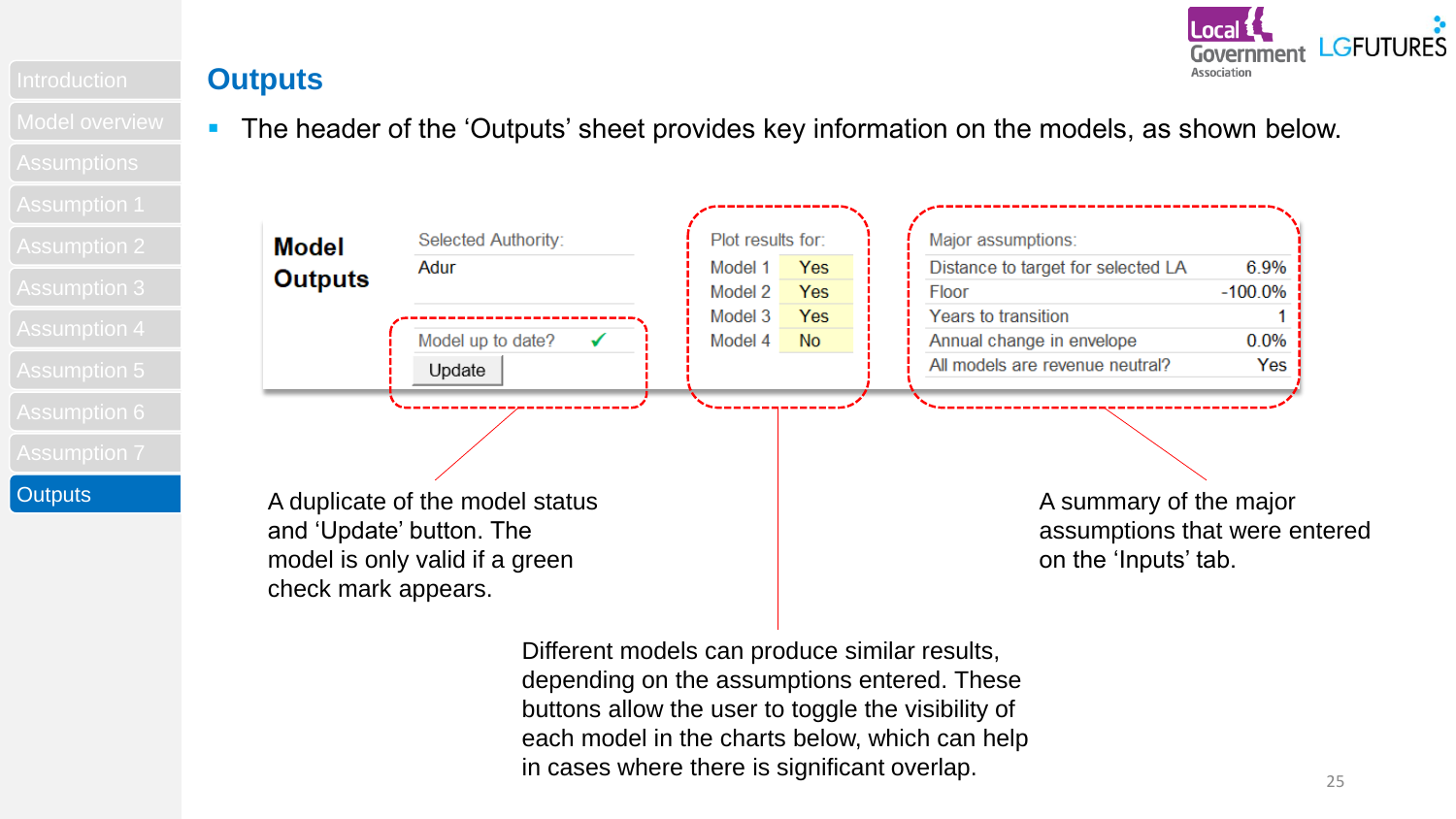## Outputs

- The header of the 'Outputs' sheet provides key information on the models, as shown below.

**Model Outputs**

Selected Authority:
Adur

Model up to date? ✓
Update

| Plot results for: | |
|---|---|
| Model 1 | Yes |
| Model 2 | Yes |
| Model 3 | Yes |
| Model 4 | No |

| Major assumptions: | |
|---|---|
| Distance to target for selected LA | 6.9% |
| Floor | -100.0% |
| Years to transition | 1 |
| Annual change in envelope | 0.0% |
| All models are revenue neutral? | Yes |

A duplicate of the model status and 'Update' button. The model is only valid if a green check mark appears.

A summary of the major assumptions that were entered on the 'Inputs' tab.

Different models can produce similar results, depending on the assumptions entered. These buttons allow the user to toggle the visibility of each model in the charts below, which can help in cases where there is significant overlap.